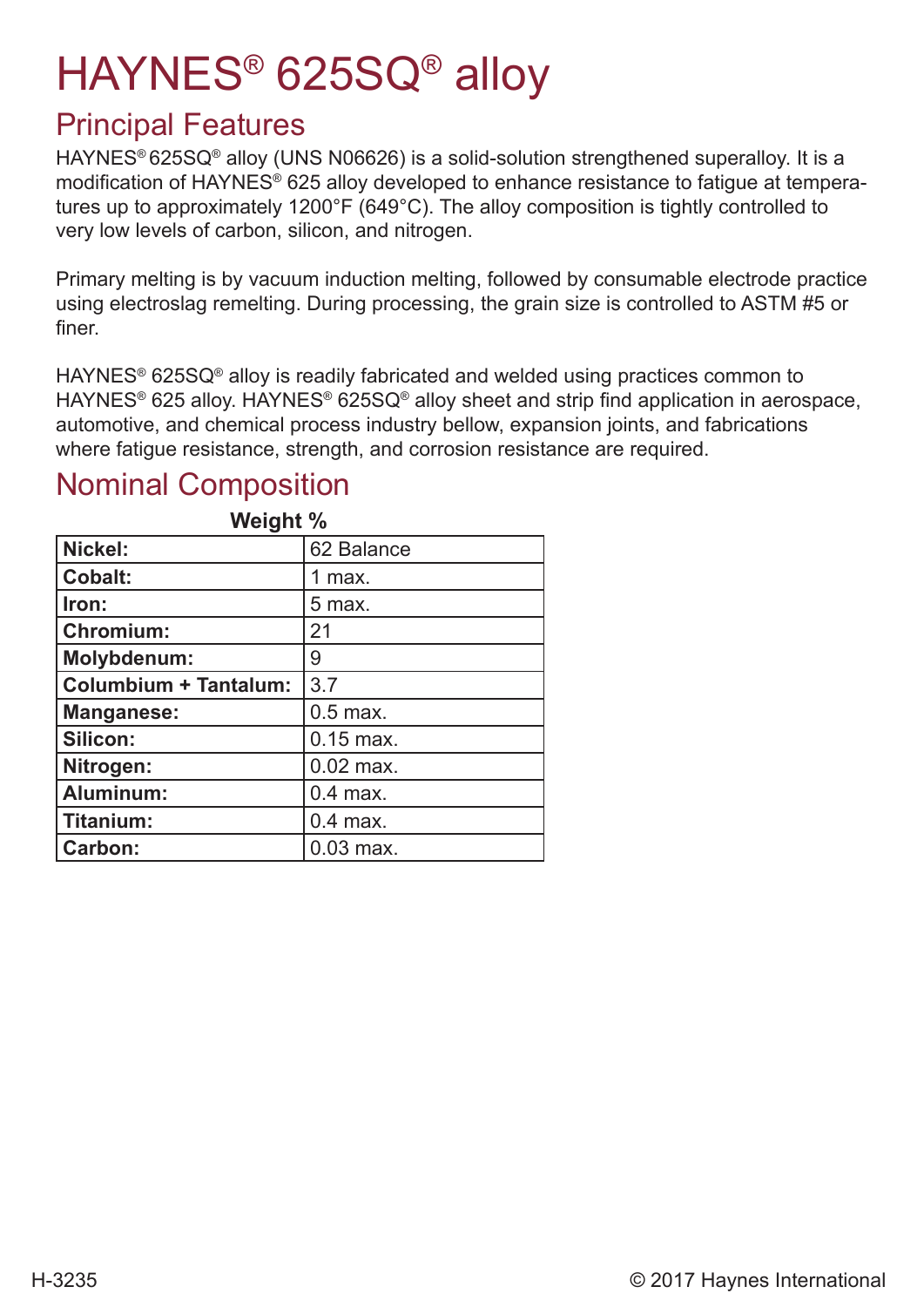# HAYNES® 625SQ® alloy

## Principal Features

HAYNES® 625SQ® alloy (UNS N06626) is a solid-solution strengthened superalloy. It is a modification of HAYNES® 625 alloy developed to enhance resistance to fatigue at temperatures up to approximately 1200°F (649°C). The alloy composition is tightly controlled to very low levels of carbon, silicon, and nitrogen.

Primary melting is by vacuum induction melting, followed by consumable electrode practice using electroslag remelting. During processing, the grain size is controlled to ASTM #5 or finer.

HAYNES® 625SQ® alloy is readily fabricated and welded using practices common to HAYNES® 625 alloy. HAYNES® 625SQ® alloy sheet and strip find application in aerospace, automotive, and chemical process industry bellow, expansion joints, and fabrications where fatigue resistance, strength, and corrosion resistance are required.

## Nominal Composition

**Weight %**

| | |
|---|---|
| **Nickel:** | 62 Balance |
| **Cobalt:** | 1 max. |
| **Iron:** | 5 max. |
| **Chromium:** | 21 |
| **Molybdenum:** | 9 |
| **Columbium + Tantalum:** | 3.7 |
| **Manganese:** | 0.5 max. |
| **Silicon:** | 0.15 max. |
| **Nitrogen:** | 0.02 max. |
| **Aluminum:** | 0.4 max. |
| **Titanium:** | 0.4 max. |
| **Carbon:** | 0.03 max. |

H-3235 © 2017 Haynes International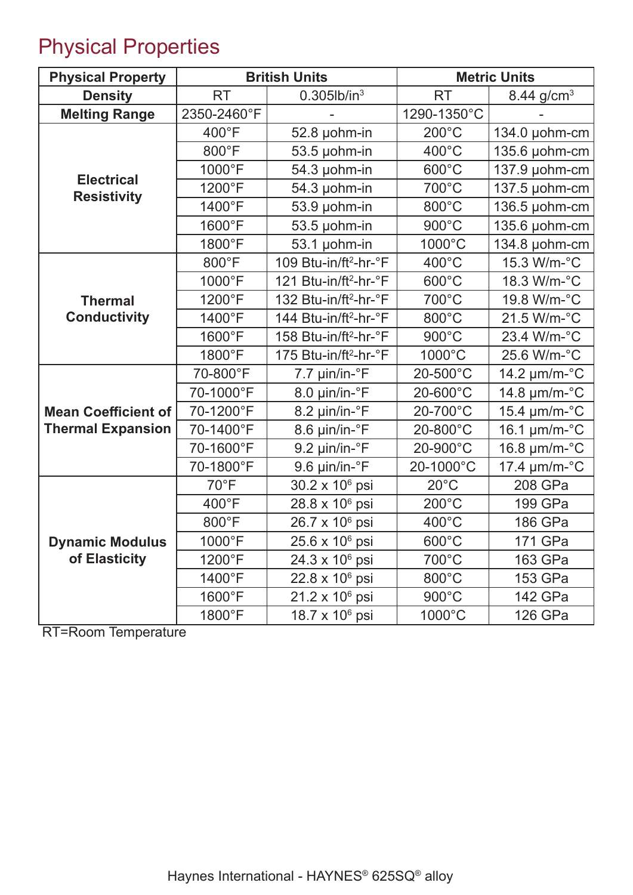# Physical Properties

| Physical Property | British Units | | Metric Units | |
|---|---|---|---|---|
| Density | RT | 0.305lb/in$^3$ | RT | 8.44 g/cm$^3$ |
| Melting Range | 2350-2460°F | - | 1290-1350°C | - |
| Electrical Resistivity | 400°F | 52.8 μohm-in | 200°C | 134.0 μohm-cm |
| | 800°F | 53.5 μohm-in | 400°C | 135.6 μohm-cm |
| | 1000°F | 54.3 μohm-in | 600°C | 137.9 μohm-cm |
| | 1200°F | 54.3 μohm-in | 700°C | 137.5 μohm-cm |
| | 1400°F | 53.9 μohm-in | 800°C | 136.5 μohm-cm |
| | 1600°F | 53.5 μohm-in | 900°C | 135.6 μohm-cm |
| | 1800°F | 53.1 μohm-in | 1000°C | 134.8 μohm-cm |
| Thermal Conductivity | 800°F | 109 Btu-in/ft$^2$-hr-°F | 400°C | 15.3 W/m-°C |
| | 1000°F | 121 Btu-in/ft$^2$-hr-°F | 600°C | 18.3 W/m-°C |
| | 1200°F | 132 Btu-in/ft$^2$-hr-°F | 700°C | 19.8 W/m-°C |
| | 1400°F | 144 Btu-in/ft$^2$-hr-°F | 800°C | 21.5 W/m-°C |
| | 1600°F | 158 Btu-in/ft$^2$-hr-°F | 900°C | 23.4 W/m-°C |
| | 1800°F | 175 Btu-in/ft$^2$-hr-°F | 1000°C | 25.6 W/m-°C |
| Mean Coefficient of Thermal Expansion | 70-800°F | 7.7 μin/in-°F | 20-500°C | 14.2 μm/m-°C |
| | 70-1000°F | 8.0 μin/in-°F | 20-600°C | 14.8 μm/m-°C |
| | 70-1200°F | 8.2 μin/in-°F | 20-700°C | 15.4 μm/m-°C |
| | 70-1400°F | 8.6 μin/in-°F | 20-800°C | 16.1 μm/m-°C |
| | 70-1600°F | 9.2 μin/in-°F | 20-900°C | 16.8 μm/m-°C |
| | 70-1800°F | 9.6 μin/in-°F | 20-1000°C | 17.4 μm/m-°C |
| Dynamic Modulus of Elasticity | 70°F | 30.2 x 10$^6$ psi | 20°C | 208 GPa |
| | 400°F | 28.8 x 10$^6$ psi | 200°C | 199 GPa |
| | 800°F | 26.7 x 10$^6$ psi | 400°C | 186 GPa |
| | 1000°F | 25.6 x 10$^6$ psi | 600°C | 171 GPa |
| | 1200°F | 24.3 x 10$^6$ psi | 700°C | 163 GPa |
| | 1400°F | 22.8 x 10$^6$ psi | 800°C | 153 GPa |
| | 1600°F | 21.2 x 10$^6$ psi | 900°C | 142 GPa |
| | 1800°F | 18.7 x 10$^6$ psi | 1000°C | 126 GPa |

RT=Room Temperature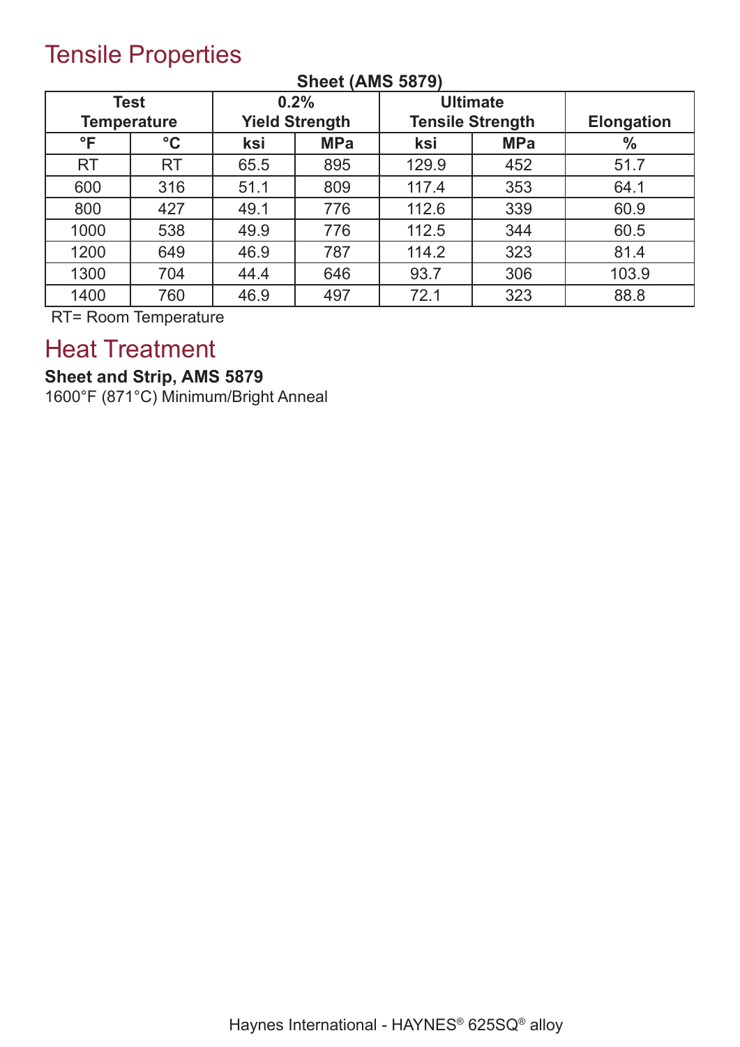# Tensile Properties

**Sheet (AMS 5879)**

| Test Temperature | | 0.2% Yield Strength | | Ultimate Tensile Strength | | Elongation |
|---|---|---|---|---|---|---|
| °F | °C | ksi | MPa | ksi | MPa | % |
| RT | RT | 65.5 | 895 | 129.9 | 452 | 51.7 |
| 600 | 316 | 51.1 | 809 | 117.4 | 353 | 64.1 |
| 800 | 427 | 49.1 | 776 | 112.6 | 339 | 60.9 |
| 1000 | 538 | 49.9 | 776 | 112.5 | 344 | 60.5 |
| 1200 | 649 | 46.9 | 787 | 114.2 | 323 | 81.4 |
| 1300 | 704 | 44.4 | 646 | 93.7 | 306 | 103.9 |
| 1400 | 760 | 46.9 | 497 | 72.1 | 323 | 88.8 |

RT= Room Temperature

# Heat Treatment

**Sheet and Strip, AMS 5879**

1600°F (871°C) Minimum/Bright Anneal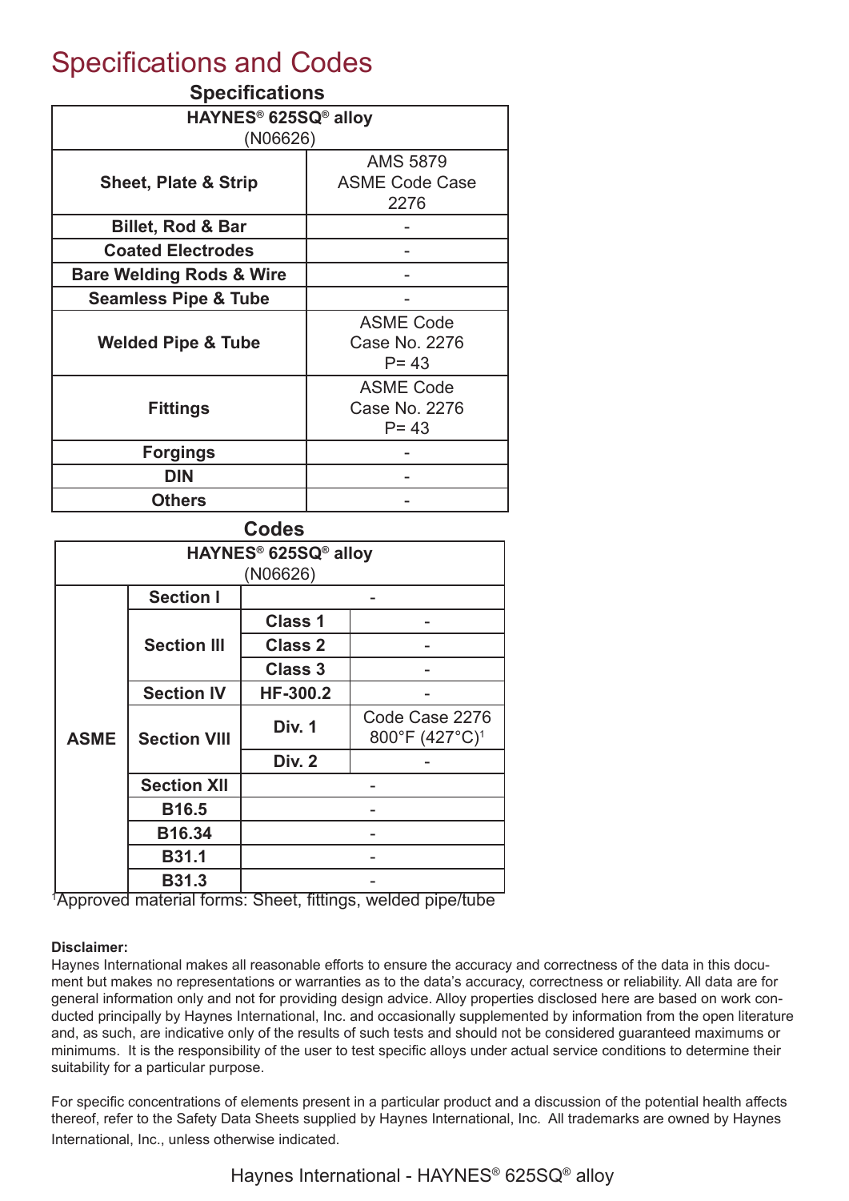# Specifications and Codes

## Specifications

| HAYNES® 625SQ® alloy (N06626) | |
|---|---|
| **Sheet, Plate & Strip** | AMS 5879 ASME Code Case 2276 |
| **Billet, Rod & Bar** | - |
| **Coated Electrodes** | - |
| **Bare Welding Rods & Wire** | - |
| **Seamless Pipe & Tube** | - |
| **Welded Pipe & Tube** | ASME Code Case No. 2276 P= 43 |
| **Fittings** | ASME Code Case No. 2276 P= 43 |
| **Forgings** | - |
| **DIN** | - |
| **Others** | - |

## Codes

| HAYNES® 625SQ® alloy (N06626) | | | |
|---|---|---|---|
| **ASME** | **Section I** | - | |
| | **Section III** | **Class 1** | - |
| | | **Class 2** | - |
| | | **Class 3** | - |
| | **Section IV** | **HF-300.2** | - |
| | **Section VIII** | **Div. 1** | Code Case 2276 800°F (427°C)[1] |
| | | **Div. 2** | - |
| | **Section XII** | - | |
| | **B16.5** | - | |
| | **B16.34** | - | |
| | **B31.1** | - | |
| | **B31.3** | - | |

[1]Approved material forms: Sheet, fittings, welded pipe/tube

**Disclaimer:**
Haynes International makes all reasonable efforts to ensure the accuracy and correctness of the data in this document but makes no representations or warranties as to the data's accuracy, correctness or reliability. All data are for general information only and not for providing design advice. Alloy properties disclosed here are based on work conducted principally by Haynes International, Inc. and occasionally supplemented by information from the open literature and, as such, are indicative only of the results of such tests and should not be considered guaranteed maximums or minimums. It is the responsibility of the user to test specific alloys under actual service conditions to determine their suitability for a particular purpose.

For specific concentrations of elements present in a particular product and a discussion of the potential health affects thereof, refer to the Safety Data Sheets supplied by Haynes International, Inc. All trademarks are owned by Haynes International, Inc., unless otherwise indicated.